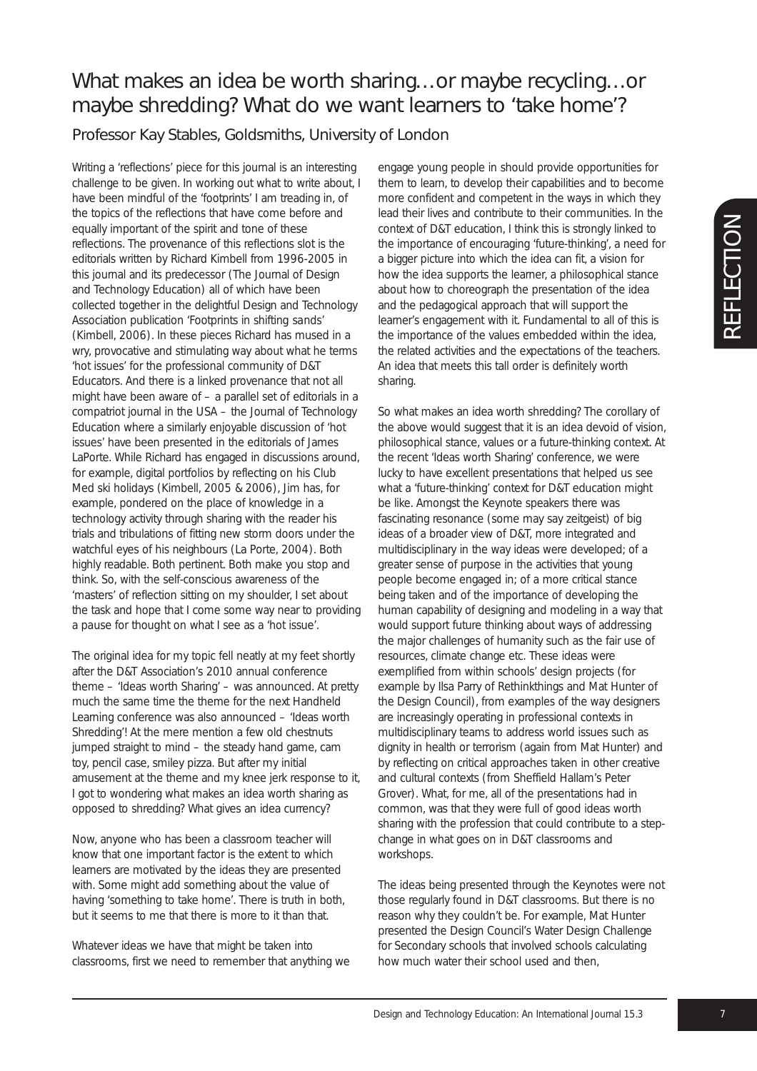# What makes an idea be worth sharing…or maybe recycling…or maybe shredding? What do we want learners to 'take home'?

Professor Kay Stables, Goldsmiths, University of London

Writing a 'reflections' piece for this journal is an interesting challenge to be given. In working out what to write about, I have been mindful of the 'footprints' I am treading in, of the topics of the reflections that have come before and equally important of the spirit and tone of these reflections. The provenance of this reflections slot is the editorials written by Richard Kimbell from 1996-2005 in this journal and its predecessor (The Journal of Design and Technology Education) all of which have been collected together in the delightful Design and Technology Association publication 'Footprints in shifting sands' (Kimbell, 2006). In these pieces Richard has mused in a wry, provocative and stimulating way about what he terms 'hot issues' for the professional community of D&T Educators. And there is a linked provenance that not all might have been aware of – a parallel set of editorials in a compatriot journal in the USA – the Journal of Technology Education where a similarly enjoyable discussion of 'hot issues' have been presented in the editorials of James LaPorte. While Richard has engaged in discussions around, for example, digital portfolios by reflecting on his Club Med ski holidays (Kimbell, 2005 & 2006), Jim has, for example, pondered on the place of knowledge in a technology activity through sharing with the reader his trials and tribulations of fitting new storm doors under the watchful eyes of his neighbours (La Porte, 2004). Both highly readable. Both pertinent. Both make you stop and think. So, with the self-conscious awareness of the 'masters' of reflection sitting on my shoulder, I set about the task and hope that I come some way near to providing a pause for thought on what I see as a 'hot issue'.

The original idea for my topic fell neatly at my feet shortly after the D&T Association's 2010 annual conference theme – 'Ideas worth Sharing' – was announced. At pretty much the same time the theme for the next Handheld Learning conference was also announced – 'Ideas worth Shredding'! At the mere mention a few old chestnuts jumped straight to mind – the steady hand game, cam toy, pencil case, smiley pizza. But after my initial amusement at the theme and my knee jerk response to it, I got to wondering what makes an idea worth sharing as opposed to shredding? What gives an idea currency?

Now, anyone who has been a classroom teacher will know that one important factor is the extent to which learners are motivated by the ideas they are presented with. Some might add something about the value of having 'something to take home'. There is truth in both, but it seems to me that there is more to it than that.

Whatever ideas we have that might be taken into classrooms, first we need to remember that anything we engage young people in should provide opportunities for them to learn, to develop their capabilities and to become more confident and competent in the ways in which they lead their lives and contribute to their communities. In the context of D&T education, I think this is strongly linked to the importance of encouraging 'future-thinking', a need for a bigger picture into which the idea can fit, a vision for how the idea supports the learner, a philosophical stance about how to choreograph the presentation of the idea and the pedagogical approach that will support the learner's engagement with it. Fundamental to all of this is the importance of the values embedded within the idea, the related activities and the expectations of the teachers. An idea that meets this tall order is definitely worth sharing.

So what makes an idea worth shredding? The corollary of the above would suggest that it is an idea devoid of vision, philosophical stance, values or a future-thinking context. At the recent 'Ideas worth Sharing' conference, we were lucky to have excellent presentations that helped us see what a 'future-thinking' context for D&T education might be like. Amongst the Keynote speakers there was fascinating resonance (some may say zeitgeist) of big ideas of a broader view of D&T, more integrated and multidisciplinary in the way ideas were developed; of a greater sense of purpose in the activities that young people become engaged in; of a more critical stance being taken and of the importance of developing the human capability of designing and modeling in a way that would support future thinking about ways of addressing the major challenges of humanity such as the fair use of resources, climate change etc. These ideas were exemplified from within schools' design projects (for example by Ilsa Parry of Rethinkthings and Mat Hunter of the Design Council), from examples of the way designers are increasingly operating in professional contexts in multidisciplinary teams to address world issues such as dignity in health or terrorism (again from Mat Hunter) and by reflecting on critical approaches taken in other creative and cultural contexts (from Sheffield Hallam's Peter Grover). What, for me, all of the presentations had in common, was that they were full of good ideas worth sharing with the profession that could contribute to a step-change in what goes on in D&T classrooms and workshops.

The ideas being presented through the Keynotes were not those regularly found in D&T classrooms. But there is no reason why they couldn't be. For example, Mat Hunter presented the Design Council's Water Design Challenge for Secondary schools that involved schools calculating how much water their school used and then,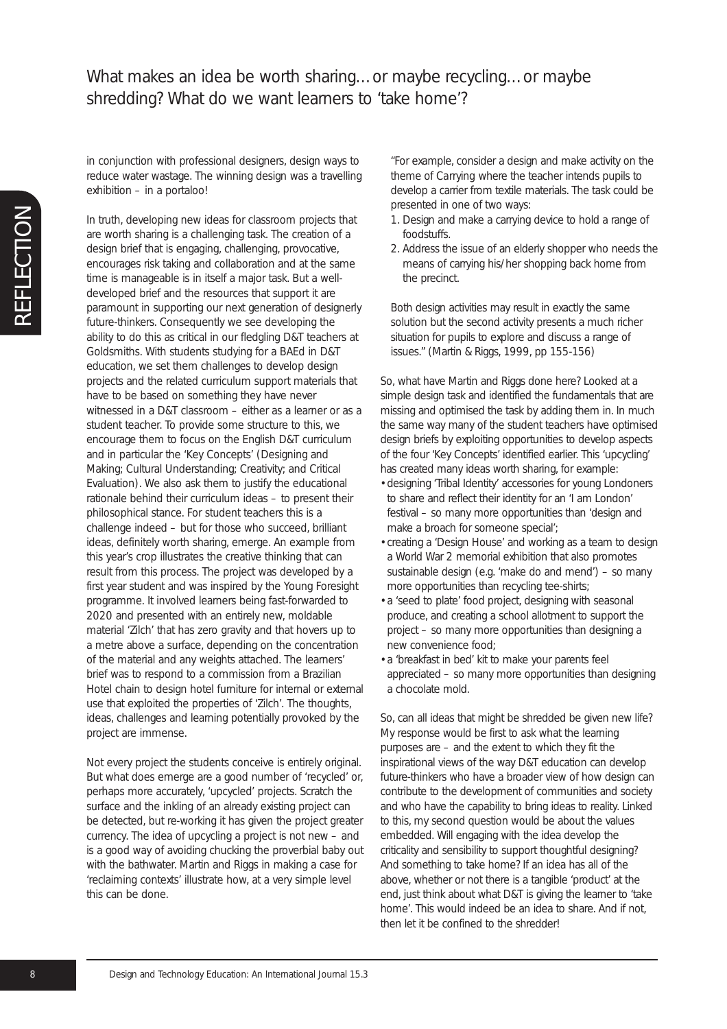in conjunction with professional designers, design ways to reduce water wastage. The winning design was a travelling exhibition – in a portaloo!

In truth, developing new ideas for classroom projects that are worth sharing is a challenging task. The creation of a design brief that is engaging, challenging, provocative, encourages risk taking and collaboration and at the same time is manageable is in itself a major task. But a well-developed brief and the resources that support it are paramount in supporting our next generation of designerly future-thinkers. Consequently we see developing the ability to do this as critical in our fledgling D&T teachers at Goldsmiths. With students studying for a BAEd in D&T education, we set them challenges to develop design projects and the related curriculum support materials that have to be based on something they have never witnessed in a D&T classroom – either as a learner or as a student teacher. To provide some structure to this, we encourage them to focus on the English D&T curriculum and in particular the 'Key Concepts' (Designing and Making; Cultural Understanding; Creativity; and Critical Evaluation). We also ask them to justify the educational rationale behind their curriculum ideas – to present their philosophical stance. For student teachers this is a challenge indeed – but for those who succeed, brilliant ideas, definitely worth sharing, emerge. An example from this year's crop illustrates the creative thinking that can result from this process. The project was developed by a first year student and was inspired by the Young Foresight programme. It involved learners being fast-forwarded to 2020 and presented with an entirely new, moldable material 'Zilch' that has zero gravity and that hovers up to a metre above a surface, depending on the concentration of the material and any weights attached. The learners' brief was to respond to a commission from a Brazilian Hotel chain to design hotel furniture for internal or external use that exploited the properties of 'Zilch'. The thoughts, ideas, challenges and learning potentially provoked by the project are immense.

Not every project the students conceive is entirely original. But what does emerge are a good number of 'recycled' or, perhaps more accurately, 'upcycled' projects. Scratch the surface and the inkling of an already existing project can be detected, but re-working it has given the project greater currency. The idea of upcycling a project is not new – and is a good way of avoiding chucking the proverbial baby out with the bathwater. Martin and Riggs in making a case for 'reclaiming contexts' illustrate how, at a very simple level this can be done.

> "For example, consider a design and make activity on the theme of Carrying where the teacher intends pupils to develop a carrier from textile materials. The task could be presented in one of two ways:
>
> 1. Design and make a carrying device to hold a range of foodstuffs.
> 2. Address the issue of an elderly shopper who needs the means of carrying his/her shopping back home from the precinct.
>
> Both design activities may result in exactly the same solution but the second activity presents a much richer situation for pupils to explore and discuss a range of issues." (Martin & Riggs, 1999, pp 155-156)

So, what have Martin and Riggs done here? Looked at a simple design task and identified the fundamentals that are missing and optimised the task by adding them in. In much the same way many of the student teachers have optimised design briefs by exploiting opportunities to develop aspects of the four 'Key Concepts' identified earlier. This 'upcycling' has created many ideas worth sharing, for example:

- designing 'Tribal Identity' accessories for young Londoners to share and reflect their identity for an 'I am London' festival – so many more opportunities than 'design and make a broach for someone special';
- creating a 'Design House' and working as a team to design a World War 2 memorial exhibition that also promotes sustainable design (e.g. 'make do and mend') – so many more opportunities than recycling tee-shirts;
- a 'seed to plate' food project, designing with seasonal produce, and creating a school allotment to support the project – so many more opportunities than designing a new convenience food;
- a 'breakfast in bed' kit to make your parents feel appreciated – so many more opportunities than designing a chocolate mold.

So, can all ideas that might be shredded be given new life? My response would be first to ask what the learning purposes are – and the extent to which they fit the inspirational views of the way D&T education can develop future-thinkers who have a broader view of how design can contribute to the development of communities and society and who have the capability to bring ideas to reality. Linked to this, my second question would be about the values embedded. Will engaging with the idea develop the criticality and sensibility to support thoughtful designing? And something to take home? If an idea has all of the above, whether or not there is a tangible 'product' at the end, just think about what D&T is giving the learner to 'take home'. This would indeed be an idea to share. And if not, then let it be confined to the shredder!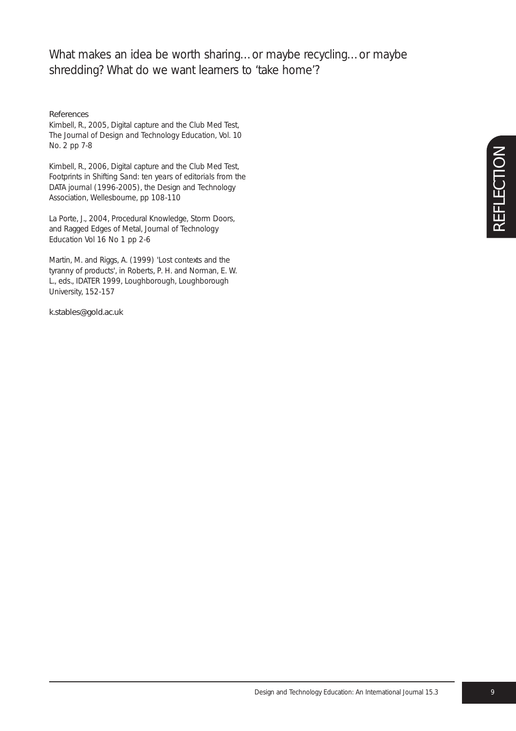What makes an idea be worth sharing… or maybe recycling… or maybe shredding? What do we want learners to 'take home'?

References

Kimbell, R., 2005, Digital capture and the Club Med Test, *The Journal of Design and Technology Education*, Vol. 10 No. 2 pp 7-8

Kimbell, R., 2006, Digital capture and the Club Med Test, *Footprints in Shifting Sand: ten years of editorials from the DATA journal (1996-2005)*, the Design and Technology Association, Wellesbourne, pp 108-110

La Porte, J., 2004, Procedural Knowledge, Storm Doors, and Ragged Edges of Metal, *Journal of Technology Education* Vol 16 No 1 pp 2-6

Martin, M. and Riggs, A. (1999) 'Lost contexts and the tyranny of products', in Roberts, P. H. and Norman, E. W. L., eds., IDATER 1999, Loughborough, Loughborough University, 152-157

k.stables@gold.ac.uk